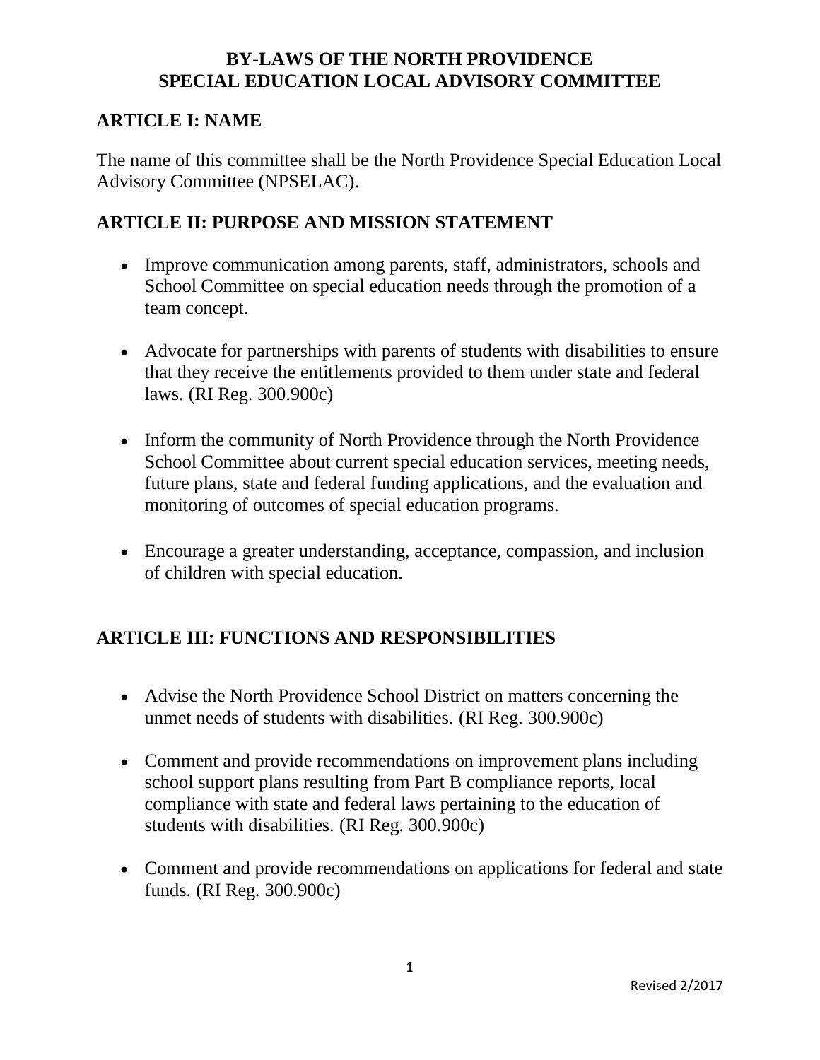# BY-LAWS OF THE NORTH PROVIDENCE SPECIAL EDUCATION LOCAL ADVISORY COMMITTEE

## ARTICLE I: NAME

The name of this committee shall be the North Providence Special Education Local Advisory Committee (NPSELAC).

## ARTICLE II: PURPOSE AND MISSION STATEMENT

- Improve communication among parents, staff, administrators, schools and School Committee on special education needs through the promotion of a team concept.
- Advocate for partnerships with parents of students with disabilities to ensure that they receive the entitlements provided to them under state and federal laws. (RI Reg. 300.900c)
- Inform the community of North Providence through the North Providence School Committee about current special education services, meeting needs, future plans, state and federal funding applications, and the evaluation and monitoring of outcomes of special education programs.
- Encourage a greater understanding, acceptance, compassion, and inclusion of children with special education.

## ARTICLE III: FUNCTIONS AND RESPONSIBILITIES

- Advise the North Providence School District on matters concerning the unmet needs of students with disabilities. (RI Reg. 300.900c)
- Comment and provide recommendations on improvement plans including school support plans resulting from Part B compliance reports, local compliance with state and federal laws pertaining to the education of students with disabilities. (RI Reg. 300.900c)
- Comment and provide recommendations on applications for federal and state funds. (RI Reg. 300.900c)

Revised 2/2017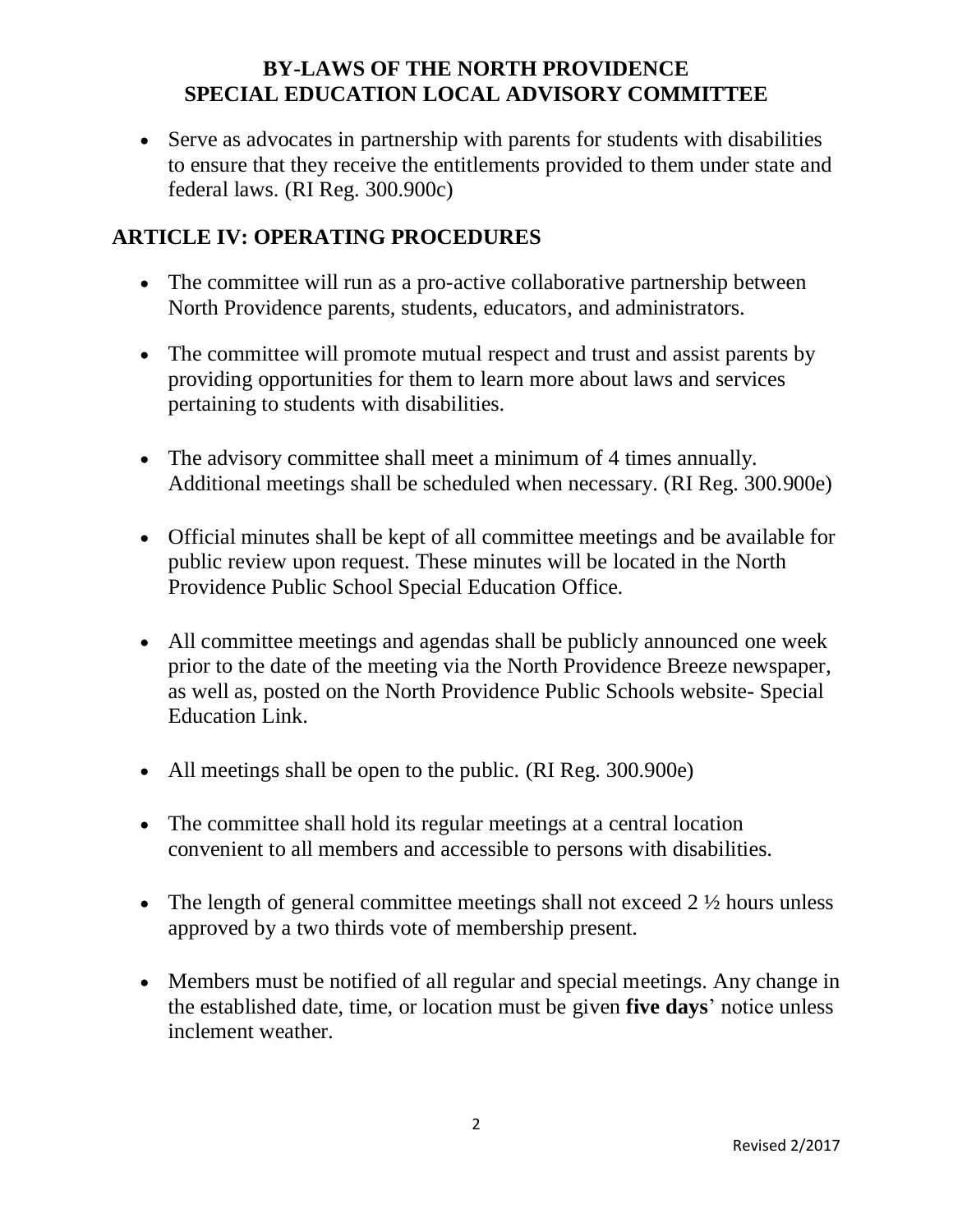- Serve as advocates in partnership with parents for students with disabilities to ensure that they receive the entitlements provided to them under state and federal laws. (RI Reg. 300.900c)

## ARTICLE IV: OPERATING PROCEDURES

- The committee will run as a pro-active collaborative partnership between North Providence parents, students, educators, and administrators.
- The committee will promote mutual respect and trust and assist parents by providing opportunities for them to learn more about laws and services pertaining to students with disabilities.
- The advisory committee shall meet a minimum of 4 times annually. Additional meetings shall be scheduled when necessary. (RI Reg. 300.900e)
- Official minutes shall be kept of all committee meetings and be available for public review upon request. These minutes will be located in the North Providence Public School Special Education Office.
- All committee meetings and agendas shall be publicly announced one week prior to the date of the meeting via the North Providence Breeze newspaper, as well as, posted on the North Providence Public Schools website- Special Education Link.
- All meetings shall be open to the public. (RI Reg. 300.900e)
- The committee shall hold its regular meetings at a central location convenient to all members and accessible to persons with disabilities.
- The length of general committee meetings shall not exceed 2 ½ hours unless approved by a two thirds vote of membership present.
- Members must be notified of all regular and special meetings. Any change in the established date, time, or location must be given **five days**' notice unless inclement weather.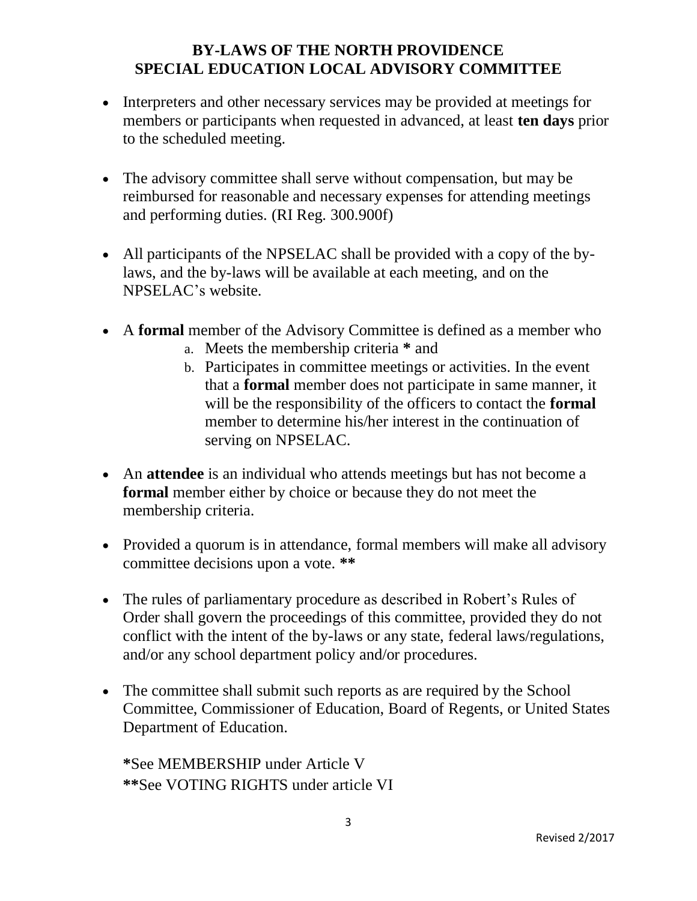# BY-LAWS OF THE NORTH PROVIDENCE SPECIAL EDUCATION LOCAL ADVISORY COMMITTEE

- Interpreters and other necessary services may be provided at meetings for members or participants when requested in advanced, at least **ten days** prior to the scheduled meeting.

- The advisory committee shall serve without compensation, but may be reimbursed for reasonable and necessary expenses for attending meetings and performing duties. (RI Reg. 300.900f)

- All participants of the NPSELAC shall be provided with a copy of the by-laws, and the by-laws will be available at each meeting, and on the NPSELAC's website.

- A **formal** member of the Advisory Committee is defined as a member who
  a. Meets the membership criteria **\*** and
  b. Participates in committee meetings or activities. In the event that a **formal** member does not participate in same manner, it will be the responsibility of the officers to contact the **formal** member to determine his/her interest in the continuation of serving on NPSELAC.

- An **attendee** is an individual who attends meetings but has not become a **formal** member either by choice or because they do not meet the membership criteria.

- Provided a quorum is in attendance, formal members will make all advisory committee decisions upon a vote. **\*\***

- The rules of parliamentary procedure as described in Robert's Rules of Order shall govern the proceedings of this committee, provided they do not conflict with the intent of the by-laws or any state, federal laws/regulations, and/or any school department policy and/or procedures.

- The committee shall submit such reports as are required by the School Committee, Commissioner of Education, Board of Regents, or United States Department of Education.

**\***See MEMBERSHIP under Article V
**\*\***See VOTING RIGHTS under article VI

Revised 2/2017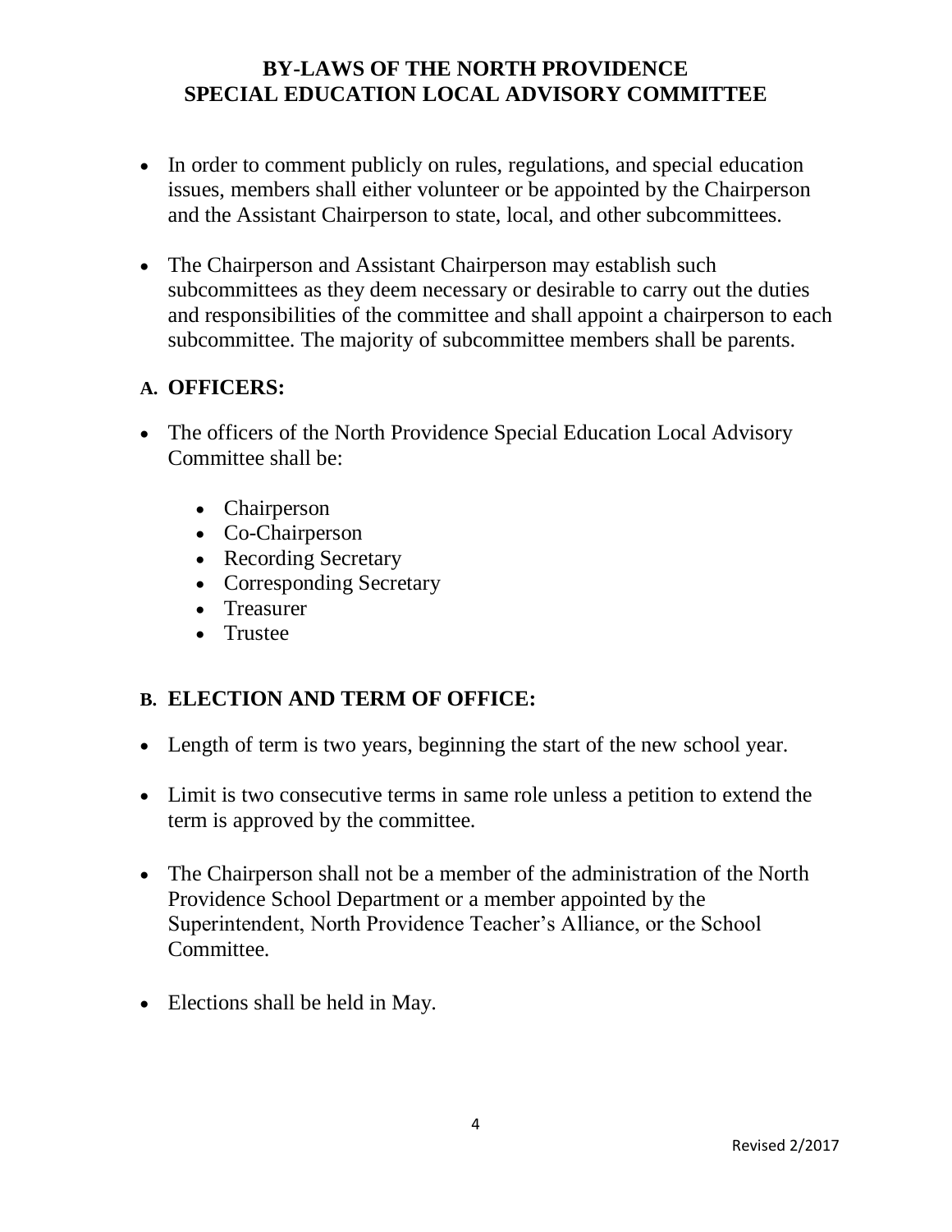- In order to comment publicly on rules, regulations, and special education issues, members shall either volunteer or be appointed by the Chairperson and the Assistant Chairperson to state, local, and other subcommittees.

- The Chairperson and Assistant Chairperson may establish such subcommittees as they deem necessary or desirable to carry out the duties and responsibilities of the committee and shall appoint a chairperson to each subcommittee. The majority of subcommittee members shall be parents.

## A. OFFICERS:

- The officers of the North Providence Special Education Local Advisory Committee shall be:
    - Chairperson
    - Co-Chairperson
    - Recording Secretary
    - Corresponding Secretary
    - Treasurer
    - Trustee

## B. ELECTION AND TERM OF OFFICE:

- Length of term is two years, beginning the start of the new school year.

- Limit is two consecutive terms in same role unless a petition to extend the term is approved by the committee.

- The Chairperson shall not be a member of the administration of the North Providence School Department or a member appointed by the Superintendent, North Providence Teacher's Alliance, or the School Committee.

- Elections shall be held in May.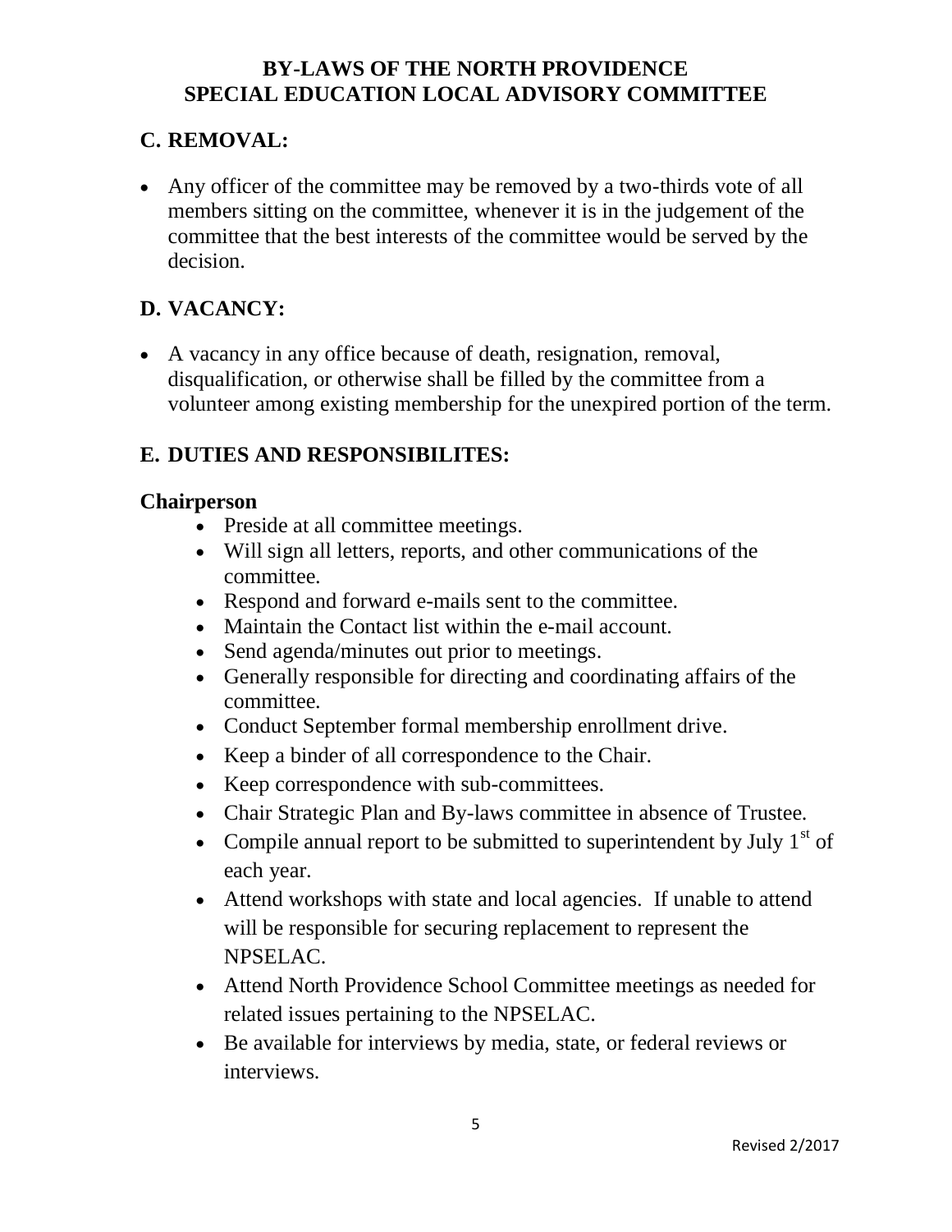## C. REMOVAL:

- Any officer of the committee may be removed by a two-thirds vote of all members sitting on the committee, whenever it is in the judgement of the committee that the best interests of the committee would be served by the decision.

## D. VACANCY:

- A vacancy in any office because of death, resignation, removal, disqualification, or otherwise shall be filled by the committee from a volunteer among existing membership for the unexpired portion of the term.

## E. DUTIES AND RESPONSIBILITES:

**Chairperson**

- Preside at all committee meetings.
- Will sign all letters, reports, and other communications of the committee.
- Respond and forward e-mails sent to the committee.
- Maintain the Contact list within the e-mail account.
- Send agenda/minutes out prior to meetings.
- Generally responsible for directing and coordinating affairs of the committee.
- Conduct September formal membership enrollment drive.
- Keep a binder of all correspondence to the Chair.
- Keep correspondence with sub-committees.
- Chair Strategic Plan and By-laws committee in absence of Trustee.
- Compile annual report to be submitted to superintendent by July 1st of each year.
- Attend workshops with state and local agencies. If unable to attend will be responsible for securing replacement to represent the NPSELAC.
- Attend North Providence School Committee meetings as needed for related issues pertaining to the NPSELAC.
- Be available for interviews by media, state, or federal reviews or interviews.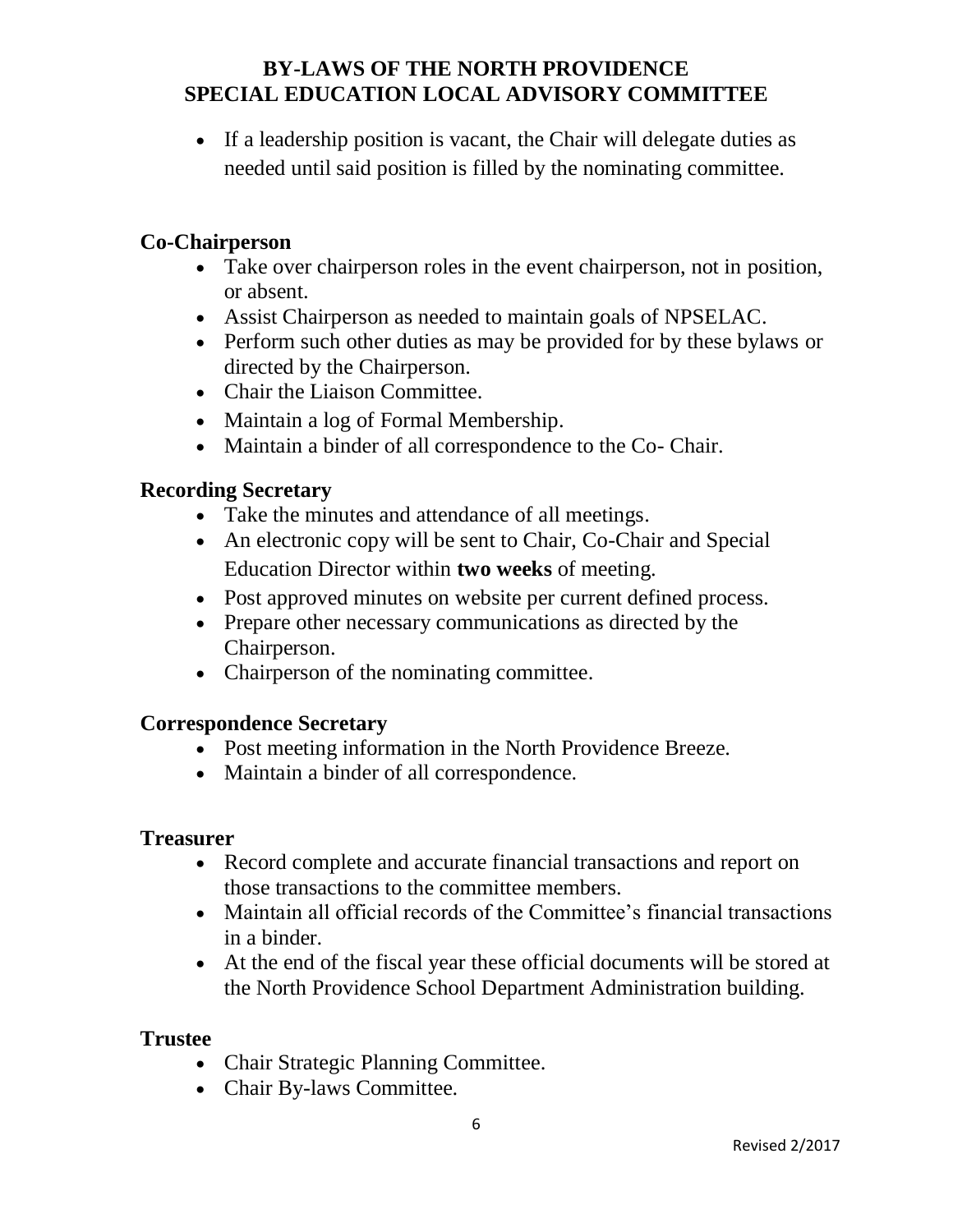- If a leadership position is vacant, the Chair will delegate duties as needed until said position is filled by the nominating committee.

### Co-Chairperson

- Take over chairperson roles in the event chairperson, not in position, or absent.
- Assist Chairperson as needed to maintain goals of NPSELAC.
- Perform such other duties as may be provided for by these bylaws or directed by the Chairperson.
- Chair the Liaison Committee.
- Maintain a log of Formal Membership.
- Maintain a binder of all correspondence to the Co- Chair.

### Recording Secretary

- Take the minutes and attendance of all meetings.
- An electronic copy will be sent to Chair, Co-Chair and Special Education Director within **two weeks** of meeting.
- Post approved minutes on website per current defined process.
- Prepare other necessary communications as directed by the Chairperson.
- Chairperson of the nominating committee.

### Correspondence Secretary

- Post meeting information in the North Providence Breeze.
- Maintain a binder of all correspondence.

### Treasurer

- Record complete and accurate financial transactions and report on those transactions to the committee members.
- Maintain all official records of the Committee's financial transactions in a binder.
- At the end of the fiscal year these official documents will be stored at the North Providence School Department Administration building.

### Trustee

- Chair Strategic Planning Committee.
- Chair By-laws Committee.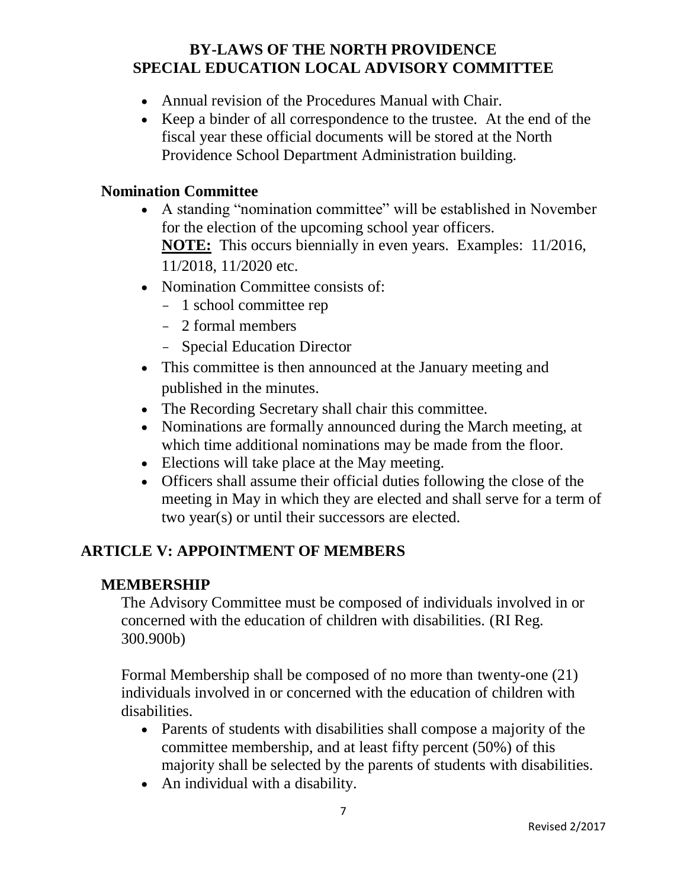- Annual revision of the Procedures Manual with Chair.
- Keep a binder of all correspondence to the trustee. At the end of the fiscal year these official documents will be stored at the North Providence School Department Administration building.

### Nomination Committee

- A standing "nomination committee" will be established in November for the election of the upcoming school year officers.
  **NOTE:** This occurs biennially in even years. Examples: 11/2016, 11/2018, 11/2020 etc.
- Nomination Committee consists of:
  - 1 school committee rep
  - 2 formal members
  - Special Education Director
- This committee is then announced at the January meeting and published in the minutes.
- The Recording Secretary shall chair this committee.
- Nominations are formally announced during the March meeting, at which time additional nominations may be made from the floor.
- Elections will take place at the May meeting.
- Officers shall assume their official duties following the close of the meeting in May in which they are elected and shall serve for a term of two year(s) or until their successors are elected.

## ARTICLE V: APPOINTMENT OF MEMBERS

### MEMBERSHIP

The Advisory Committee must be composed of individuals involved in or concerned with the education of children with disabilities. (RI Reg. 300.900b)

Formal Membership shall be composed of no more than twenty-one (21) individuals involved in or concerned with the education of children with disabilities.

- Parents of students with disabilities shall compose a majority of the committee membership, and at least fifty percent (50%) of this majority shall be selected by the parents of students with disabilities.
- An individual with a disability.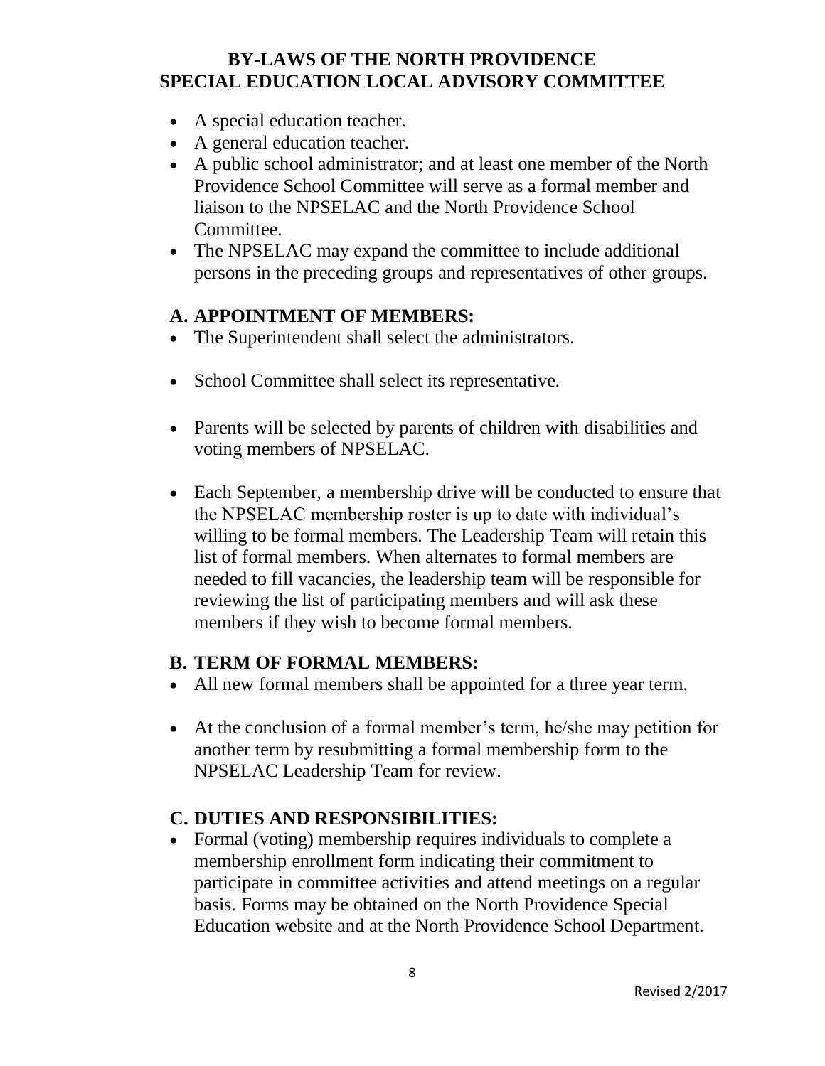- A special education teacher.
- A general education teacher.
- A public school administrator; and at least one member of the North Providence School Committee will serve as a formal member and liaison to the NPSELAC and the North Providence School Committee.
- The NPSELAC may expand the committee to include additional persons in the preceding groups and representatives of other groups.

## A. APPOINTMENT OF MEMBERS:

- The Superintendent shall select the administrators.
- School Committee shall select its representative.
- Parents will be selected by parents of children with disabilities and voting members of NPSELAC.
- Each September, a membership drive will be conducted to ensure that the NPSELAC membership roster is up to date with individual's willing to be formal members. The Leadership Team will retain this list of formal members. When alternates to formal members are needed to fill vacancies, the leadership team will be responsible for reviewing the list of participating members and will ask these members if they wish to become formal members.

## B. TERM OF FORMAL MEMBERS:

- All new formal members shall be appointed for a three year term.
- At the conclusion of a formal member's term, he/she may petition for another term by resubmitting a formal membership form to the NPSELAC Leadership Team for review.

## C. DUTIES AND RESPONSIBILITIES:

- Formal (voting) membership requires individuals to complete a membership enrollment form indicating their commitment to participate in committee activities and attend meetings on a regular basis. Forms may be obtained on the North Providence Special Education website and at the North Providence School Department.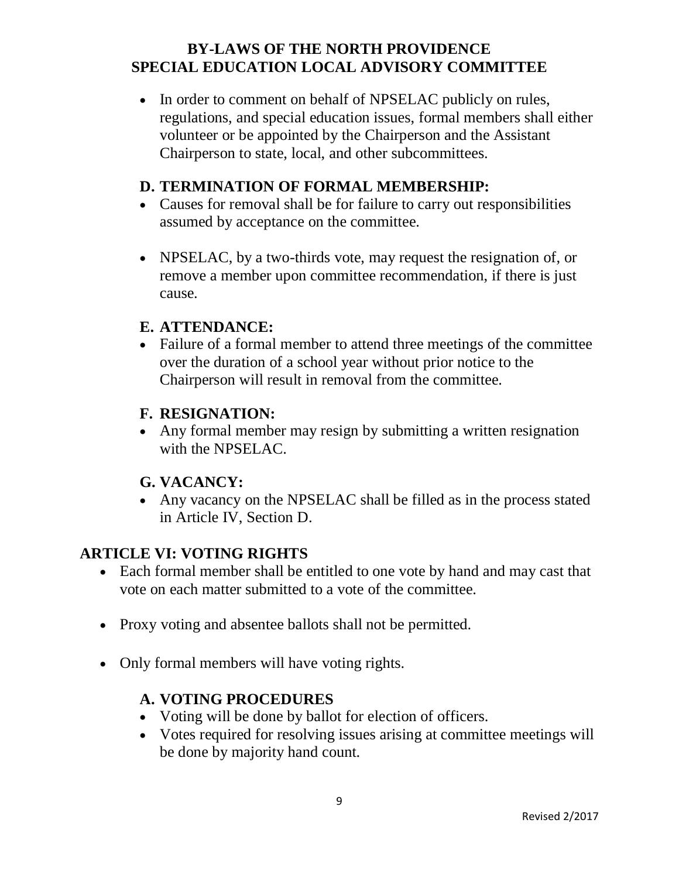- In order to comment on behalf of NPSELAC publicly on rules, regulations, and special education issues, formal members shall either volunteer or be appointed by the Chairperson and the Assistant Chairperson to state, local, and other subcommittees.

### D. TERMINATION OF FORMAL MEMBERSHIP:

- Causes for removal shall be for failure to carry out responsibilities assumed by acceptance on the committee.
- NPSELAC, by a two-thirds vote, may request the resignation of, or remove a member upon committee recommendation, if there is just cause.

### E. ATTENDANCE:

- Failure of a formal member to attend three meetings of the committee over the duration of a school year without prior notice to the Chairperson will result in removal from the committee.

### F. RESIGNATION:

- Any formal member may resign by submitting a written resignation with the NPSELAC.

### G. VACANCY:

- Any vacancy on the NPSELAC shall be filled as in the process stated in Article IV, Section D.

## ARTICLE VI: VOTING RIGHTS

- Each formal member shall be entitled to one vote by hand and may cast that vote on each matter submitted to a vote of the committee.
- Proxy voting and absentee ballots shall not be permitted.
- Only formal members will have voting rights.

### A. VOTING PROCEDURES

- Voting will be done by ballot for election of officers.
- Votes required for resolving issues arising at committee meetings will be done by majority hand count.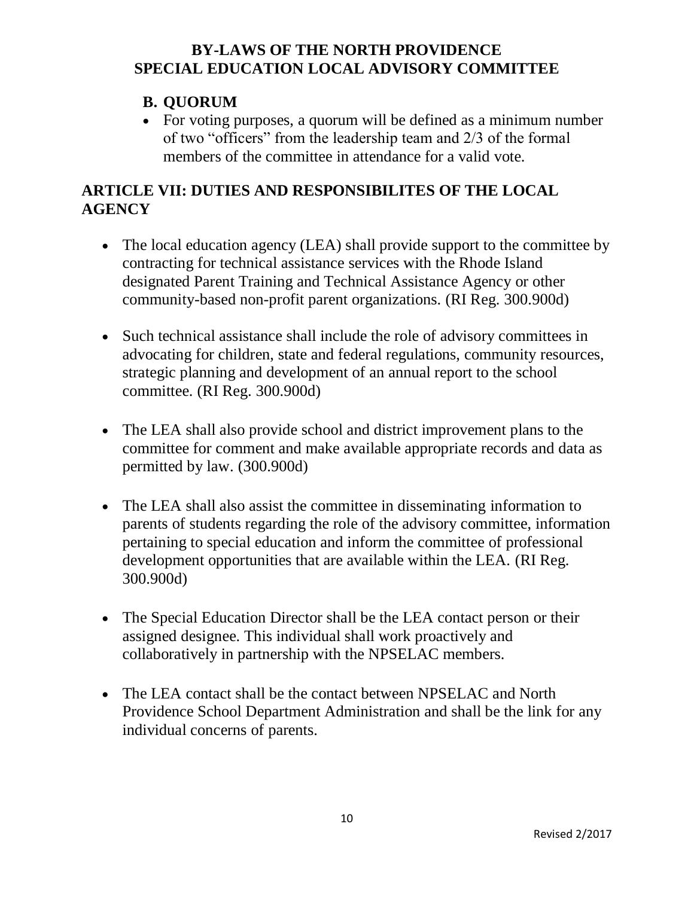## B. QUORUM

- For voting purposes, a quorum will be defined as a minimum number of two "officers" from the leadership team and 2/3 of the formal members of the committee in attendance for a valid vote.

## ARTICLE VII: DUTIES AND RESPONSIBILITES OF THE LOCAL AGENCY

- The local education agency (LEA) shall provide support to the committee by contracting for technical assistance services with the Rhode Island designated Parent Training and Technical Assistance Agency or other community-based non-profit parent organizations. (RI Reg. 300.900d)

- Such technical assistance shall include the role of advisory committees in advocating for children, state and federal regulations, community resources, strategic planning and development of an annual report to the school committee. (RI Reg. 300.900d)

- The LEA shall also provide school and district improvement plans to the committee for comment and make available appropriate records and data as permitted by law. (300.900d)

- The LEA shall also assist the committee in disseminating information to parents of students regarding the role of the advisory committee, information pertaining to special education and inform the committee of professional development opportunities that are available within the LEA. (RI Reg. 300.900d)

- The Special Education Director shall be the LEA contact person or their assigned designee. This individual shall work proactively and collaboratively in partnership with the NPSELAC members.

- The LEA contact shall be the contact between NPSELAC and North Providence School Department Administration and shall be the link for any individual concerns of parents.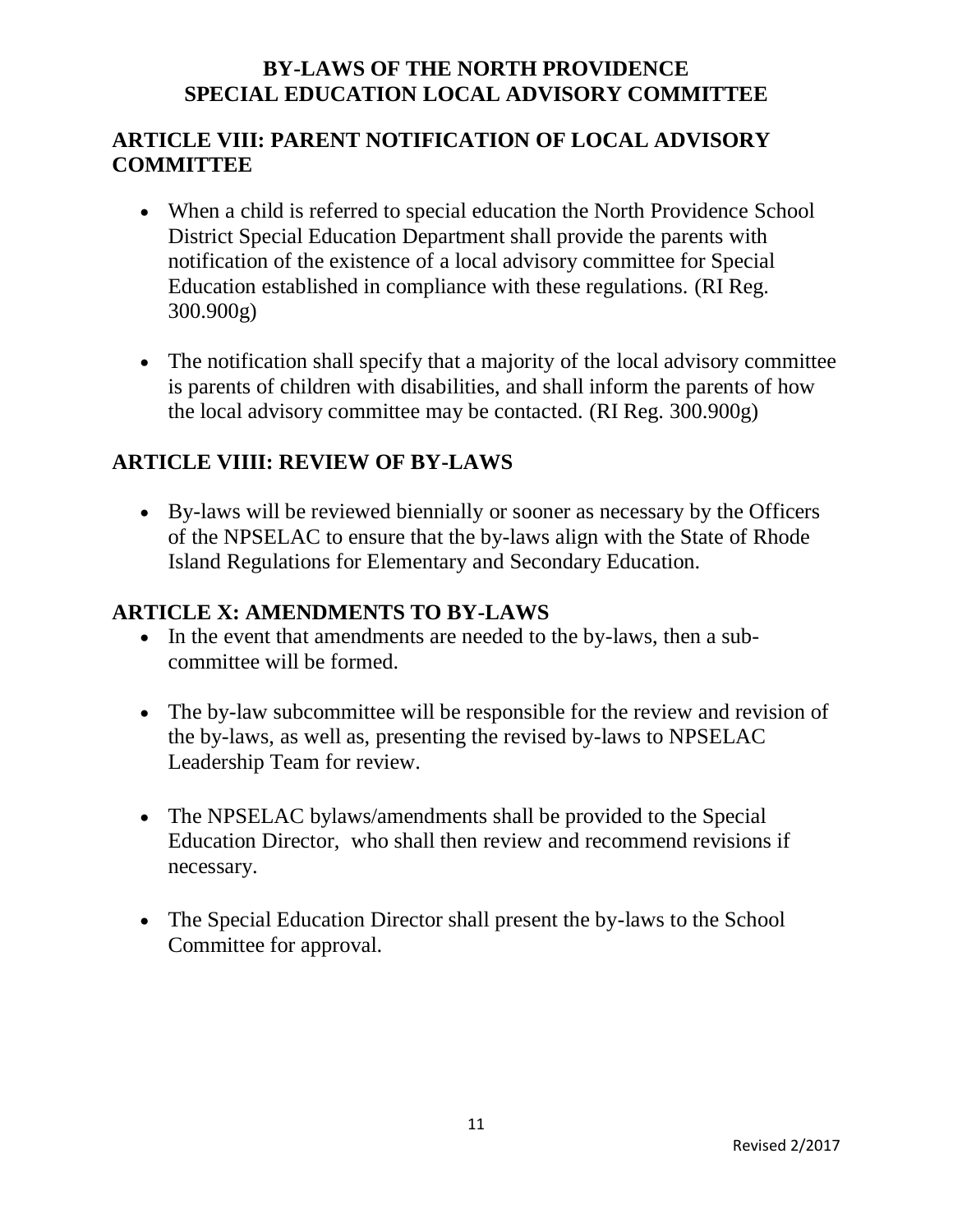# BY-LAWS OF THE NORTH PROVIDENCE SPECIAL EDUCATION LOCAL ADVISORY COMMITTEE

## ARTICLE VIII: PARENT NOTIFICATION OF LOCAL ADVISORY COMMITTEE

- When a child is referred to special education the North Providence School District Special Education Department shall provide the parents with notification of the existence of a local advisory committee for Special Education established in compliance with these regulations. (RI Reg. 300.900g)

- The notification shall specify that a majority of the local advisory committee is parents of children with disabilities, and shall inform the parents of how the local advisory committee may be contacted. (RI Reg. 300.900g)

## ARTICLE VIIII: REVIEW OF BY-LAWS

- By-laws will be reviewed biennially or sooner as necessary by the Officers of the NPSELAC to ensure that the by-laws align with the State of Rhode Island Regulations for Elementary and Secondary Education.

## ARTICLE X: AMENDMENTS TO BY-LAWS

- In the event that amendments are needed to the by-laws, then a sub-committee will be formed.

- The by-law subcommittee will be responsible for the review and revision of the by-laws, as well as, presenting the revised by-laws to NPSELAC Leadership Team for review.

- The NPSELAC bylaws/amendments shall be provided to the Special Education Director, who shall then review and recommend revisions if necessary.

- The Special Education Director shall present the by-laws to the School Committee for approval.

Revised 2/2017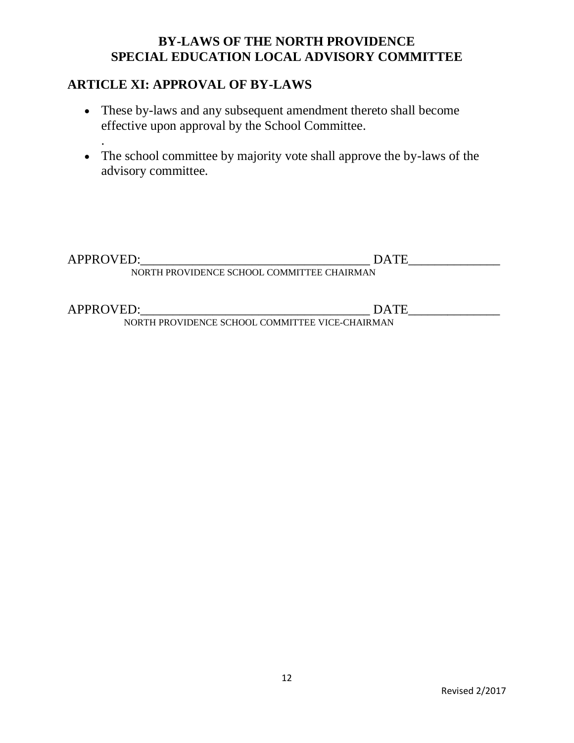## ARTICLE XI: APPROVAL OF BY-LAWS

- These by-laws and any subsequent amendment thereto shall become effective upon approval by the School Committee.

  .
- The school committee by majority vote shall approve the by-laws of the advisory committee.

APPROVED:___________________________________ DATE______________
NORTH PROVIDENCE SCHOOL COMMITTEE CHAIRMAN

APPROVED:___________________________________ DATE______________
NORTH PROVIDENCE SCHOOL COMMITTEE VICE-CHAIRMAN